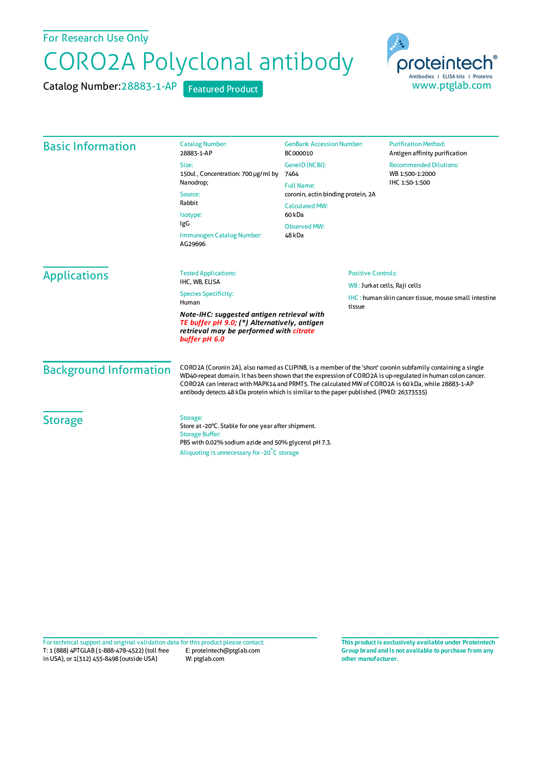For Research Use Only

# CORO2A Polyclonal antibody

Catalog Number: 28883-1-AP Featured Product

proteintech® Antibodies | ELISA kits | Proteins
www.ptglab.com

## Basic Information

Catalog Number:
28883-1-AP

Size:
150ul , Concentration: 700 μg/ml by Nanodrop;

Source:
Rabbit

Isotype:
IgG

Immunogen Catalog Number:
AG29696

GenBank Accession Number:
BC000010

GeneID (NCBI):
7464

Full Name:
coronin, actin binding protein, 2A

Calculated MW:
60 kDa

Observed MW:
48 kDa

Purification Method:
Antigen affinity purification

Recommended Dilutions:
WB 1:500-1:2000
IHC 1:50-1:500

## Applications

Tested Applications:
IHC, WB, ELISA

Species Specificity:
Human

***Note-IHC: suggested antigen retrieval with TE buffer pH 9.0; (\*) Alternatively, antigen retrieval may be performed with citrate buffer pH 6.0***

Positive Controls:

WB : Jurkat cells, Raji cells

IHC : human skin cancer tissue, mouse small intestine tissue

## Background Information

CORO2A (Coronin 2A), also named as CLIPINB, is a member of the 'short' coronin subfamily containing a single WD40-repeat domain. It has been shown that the expression of CORO2A is up-regulated in human colon cancer. CORO2A can interact with MAPK14 and PRMT5. The calculated MW of CORO2A is 60 kDa, while 28883-1-AP antibody detects 48 kDa protein which is similar to the paper published. (PMID: 26373535)

## Storage

Storage:
Store at -20°C. Stable for one year after shipment.

Storage Buffer:
PBS with 0.02% sodium azide and 50% glycerol pH 7.3.

Aliquoting is unnecessary for -20°C storage

For technical support and original validation data for this product please contact:
T: 1 (888) 4PTGLAB (1-888-478-4522) (toll free in USA), or 1(312) 455-8498 (outside USA)
E: proteintech@ptglab.com
W: ptglab.com

**This product is exclusively available under Proteintech Group brand and is not available to purchase from any other manufacturer.**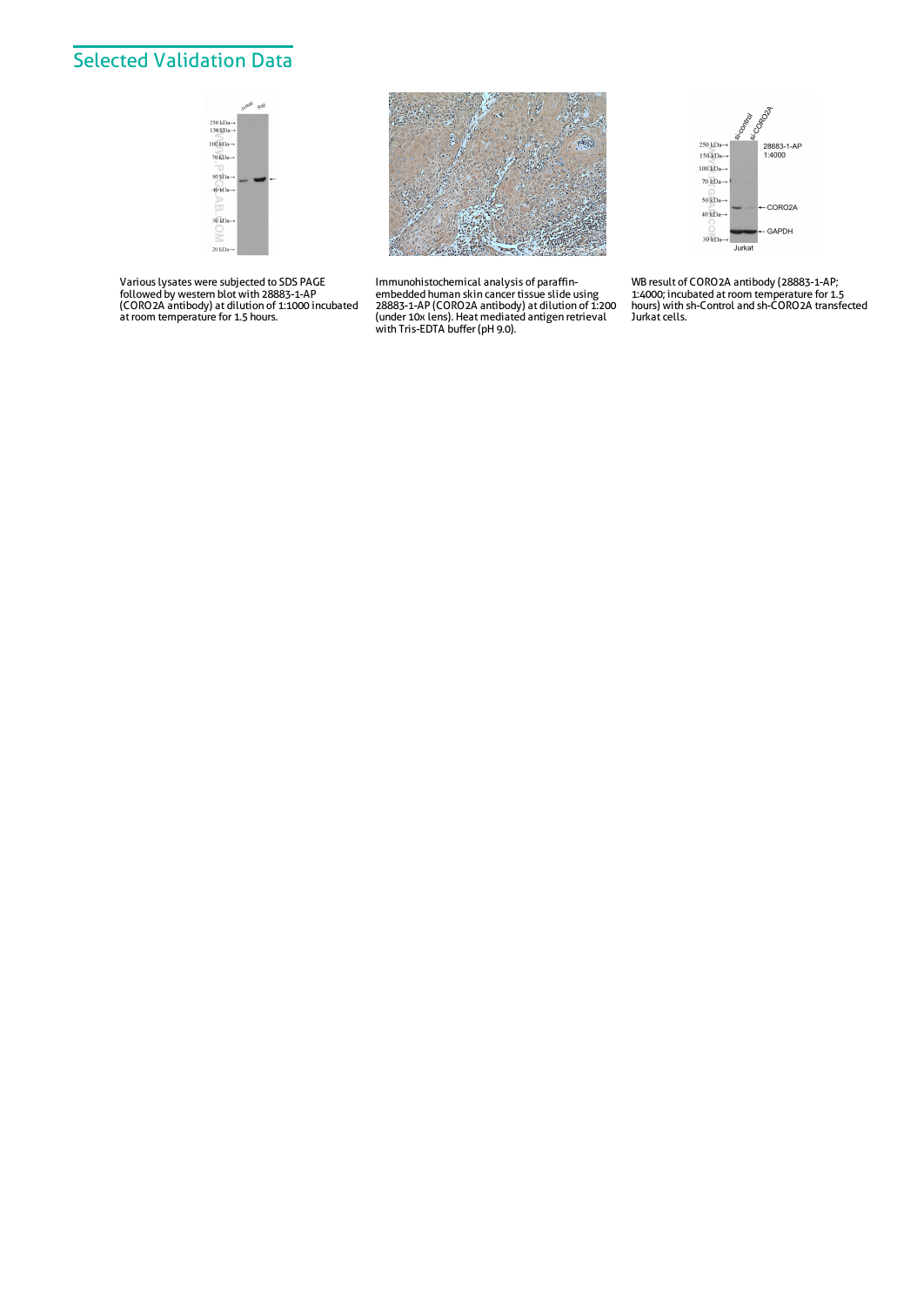## Selected Validation Data

Jurkat Raji

250 kDa→
150 kDa→
100 kDa→
70 kDa→
50 kDa→
40 kDa→
30 kDa→
20 kDa→

Various lysates were subjected to SDS PAGE followed by western blot with 28883-1-AP (CORO2A antibody) at dilution of 1:1000 incubated at room temperature for 1.5 hours.

Immunohistochemical analysis of paraffin-embedded human skin cancer tissue slide using 28883-1-AP (CORO2A antibody) at dilution of 1:200 (under 10x lens). Heat mediated antigen retrieval with Tris-EDTA buffer (pH 9.0).

si-control si-CORO2A

28883-1-AP
1:4000

250 kDa→
150 kDa→
100 kDa→
70 kDa→
50 kDa→
40 kDa→
30 kDa→

← CORO2A
← GAPDH

Jurkat

WB result of CORO2A antibody (28883-1-AP; 1:4000; incubated at room temperature for 1.5 hours) with sh-Control and sh-CORO2A transfected Jurkat cells.